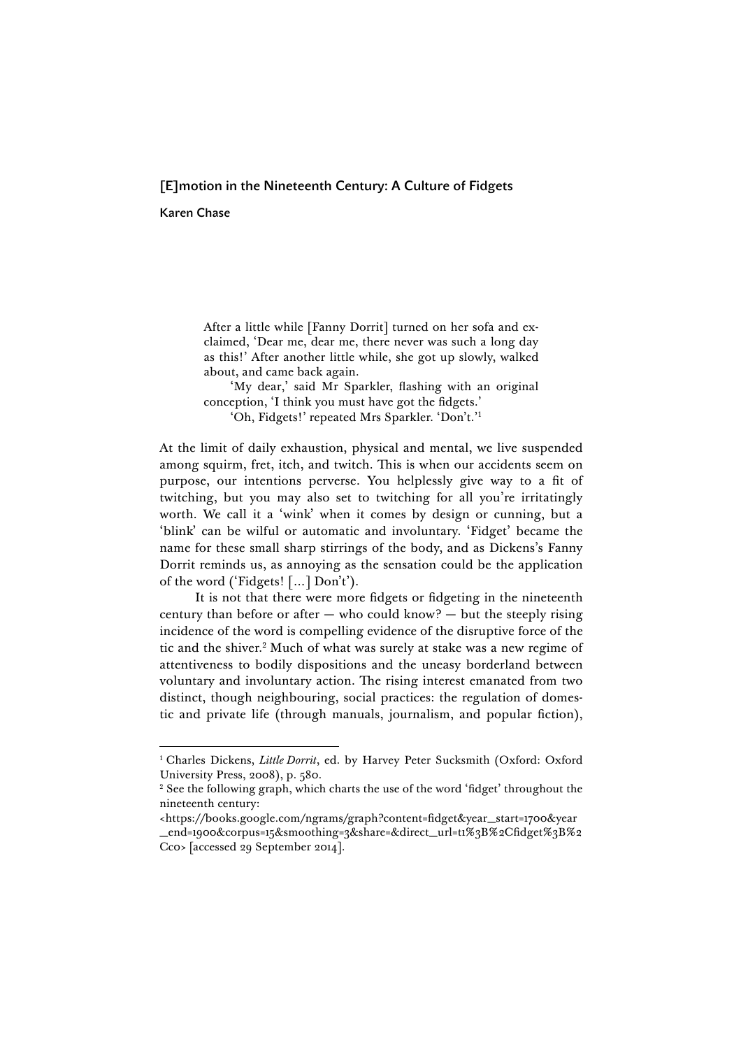# [E]motion in the Nineteenth Century: A Culture of Fidgets

**Karen Chase**

> After a little while [Fanny Dorrit] turned on her sofa and exclaimed, 'Dear me, dear me, there never was such a long day as this!' After another little while, she got up slowly, walked about, and came back again.
>
> 'My dear,' said Mr Sparkler, flashing with an original conception, 'I think you must have got the fidgets.'
>
> 'Oh, Fidgets!' repeated Mrs Sparkler. 'Don't.'[1]

At the limit of daily exhaustion, physical and mental, we live suspended among squirm, fret, itch, and twitch. This is when our accidents seem on purpose, our intentions perverse. You helplessly give way to a fit of twitching, but you may also set to twitching for all you're irritatingly worth. We call it a 'wink' when it comes by design or cunning, but a 'blink' can be wilful or automatic and involuntary. 'Fidget' became the name for these small sharp stirrings of the body, and as Dickens's Fanny Dorrit reminds us, as annoying as the sensation could be the application of the word ('Fidgets! [...] Don't').

It is not that there were more fidgets or fidgeting in the nineteenth century than before or after — who could know? — but the steeply rising incidence of the word is compelling evidence of the disruptive force of the tic and the shiver.[2] Much of what was surely at stake was a new regime of attentiveness to bodily dispositions and the uneasy borderland between voluntary and involuntary action. The rising interest emanated from two distinct, though neighbouring, social practices: the regulation of domestic and private life (through manuals, journalism, and popular fiction),

---

[1] Charles Dickens, *Little Dorrit*, ed. by Harvey Peter Sucksmith (Oxford: Oxford University Press, 2008), p. 580.

[2] See the following graph, which charts the use of the word 'fidget' throughout the nineteenth century:
<https://books.google.com/ngrams/graph?content=fidget&year_start=1700&year_end=1900&corpus=15&smoothing=3&share=&direct_url=t1%3B%2Cfidget%3B%2Cc0> [accessed 29 September 2014].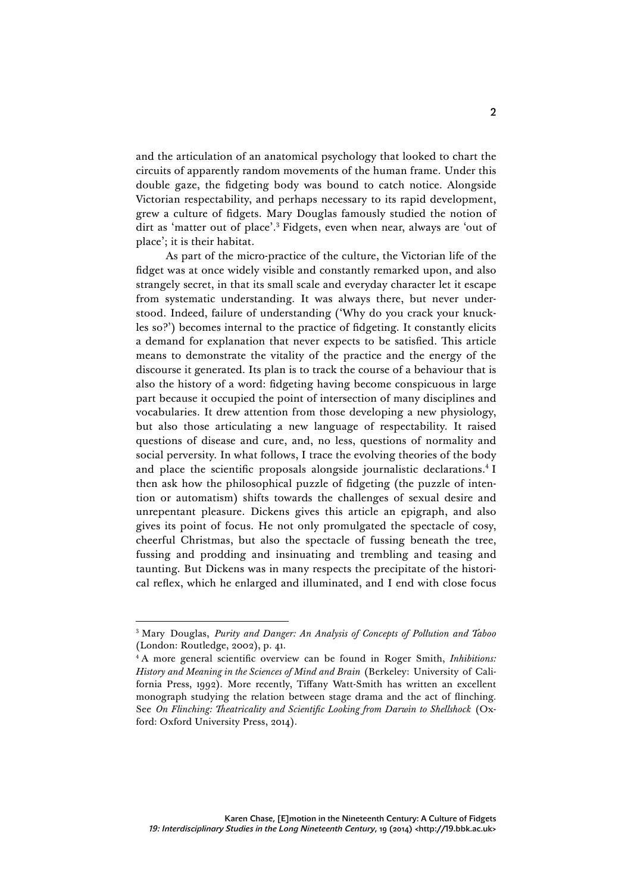and the articulation of an anatomical psychology that looked to chart the circuits of apparently random movements of the human frame. Under this double gaze, the fidgeting body was bound to catch notice. Alongside Victorian respectability, and perhaps necessary to its rapid development, grew a culture of fidgets. Mary Douglas famously studied the notion of dirt as 'matter out of place'.[3] Fidgets, even when near, always are 'out of place'; it is their habitat.

As part of the micro-practice of the culture, the Victorian life of the fidget was at once widely visible and constantly remarked upon, and also strangely secret, in that its small scale and everyday character let it escape from systematic understanding. It was always there, but never understood. Indeed, failure of understanding ('Why do you crack your knuckles so?') becomes internal to the practice of fidgeting. It constantly elicits a demand for explanation that never expects to be satisfied. This article means to demonstrate the vitality of the practice and the energy of the discourse it generated. Its plan is to track the course of a behaviour that is also the history of a word: fidgeting having become conspicuous in large part because it occupied the point of intersection of many disciplines and vocabularies. It drew attention from those developing a new physiology, but also those articulating a new language of respectability. It raised questions of disease and cure, and, no less, questions of normality and social perversity. In what follows, I trace the evolving theories of the body and place the scientific proposals alongside journalistic declarations.[4] I then ask how the philosophical puzzle of fidgeting (the puzzle of intention or automatism) shifts towards the challenges of sexual desire and unrepentant pleasure. Dickens gives this article an epigraph, and also gives its point of focus. He not only promulgated the spectacle of cosy, cheerful Christmas, but also the spectacle of fussing beneath the tree, fussing and prodding and insinuating and trembling and teasing and taunting. But Dickens was in many respects the precipitate of the historical reflex, which he enlarged and illuminated, and I end with close focus

---

[3] Mary Douglas, *Purity and Danger: An Analysis of Concepts of Pollution and Taboo* (London: Routledge, 2002), p. 41.

[4] A more general scientific overview can be found in Roger Smith, *Inhibitions: History and Meaning in the Sciences of Mind and Brain* (Berkeley: University of California Press, 1992). More recently, Tiffany Watt-Smith has written an excellent monograph studying the relation between stage drama and the act of flinching. See *On Flinching: Theatricality and Scientific Looking from Darwin to Shellshock* (Oxford: Oxford University Press, 2014).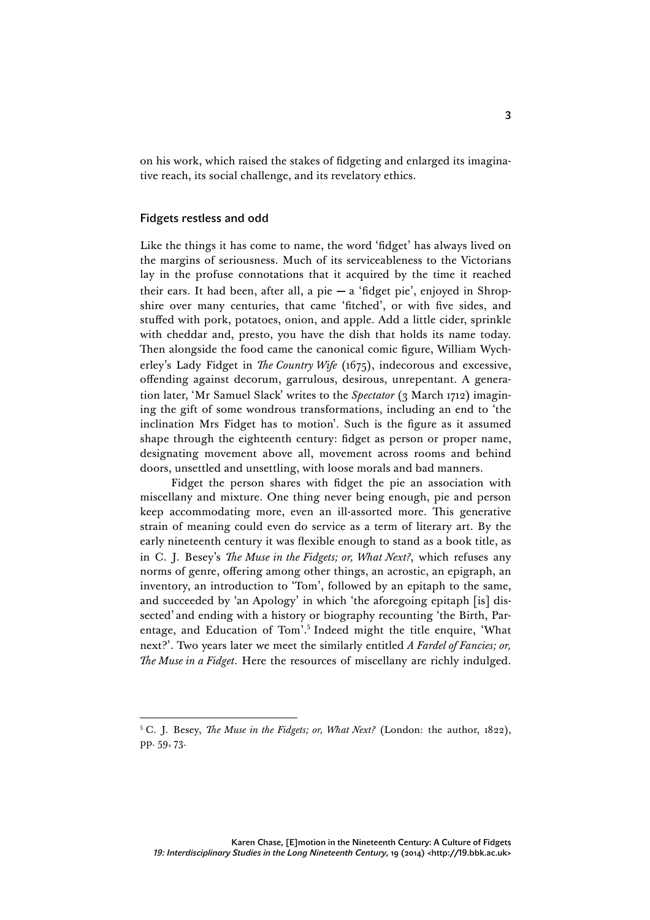on his work, which raised the stakes of fidgeting and enlarged its imaginative reach, its social challenge, and its revelatory ethics.

## Fidgets restless and odd

Like the things it has come to name, the word 'fidget' has always lived on the margins of seriousness. Much of its serviceableness to the Victorians lay in the profuse connotations that it acquired by the time it reached their ears. It had been, after all, a pie — a 'fidget pie', enjoyed in Shropshire over many centuries, that came 'fitched', or with five sides, and stuffed with pork, potatoes, onion, and apple. Add a little cider, sprinkle with cheddar and, presto, you have the dish that holds its name today. Then alongside the food came the canonical comic figure, William Wycherley's Lady Fidget in *The Country Wife* (1675), indecorous and excessive, offending against decorum, garrulous, desirous, unrepentant. A generation later, 'Mr Samuel Slack' writes to the *Spectator* (3 March 1712) imagining the gift of some wondrous transformations, including an end to 'the inclination Mrs Fidget has to motion'. Such is the figure as it assumed shape through the eighteenth century: fidget as person or proper name, designating movement above all, movement across rooms and behind doors, unsettled and unsettling, with loose morals and bad manners.

Fidget the person shares with fidget the pie an association with miscellany and mixture. One thing never being enough, pie and person keep accommodating more, even an ill-assorted more. This generative strain of meaning could even do service as a term of literary art. By the early nineteenth century it was flexible enough to stand as a book title, as in C. J. Besey's *The Muse in the Fidgets; or, What Next?*, which refuses any norms of genre, offering among other things, an acrostic, an epigraph, an inventory, an introduction to 'Tom', followed by an epitaph to the same, and succeeded by 'an Apology' in which 'the aforegoing epitaph [is] dissected' and ending with a history or biography recounting 'the Birth, Parentage, and Education of Tom'.[5] Indeed might the title enquire, 'What next?'. Two years later we meet the similarly entitled *A Fardel of Fancies; or, The Muse in a Fidget*. Here the resources of miscellany are richly indulged.

[5] C. J. Besey, *The Muse in the Fidgets; or, What Next?* (London: the author, 1822), pp. 59, 73.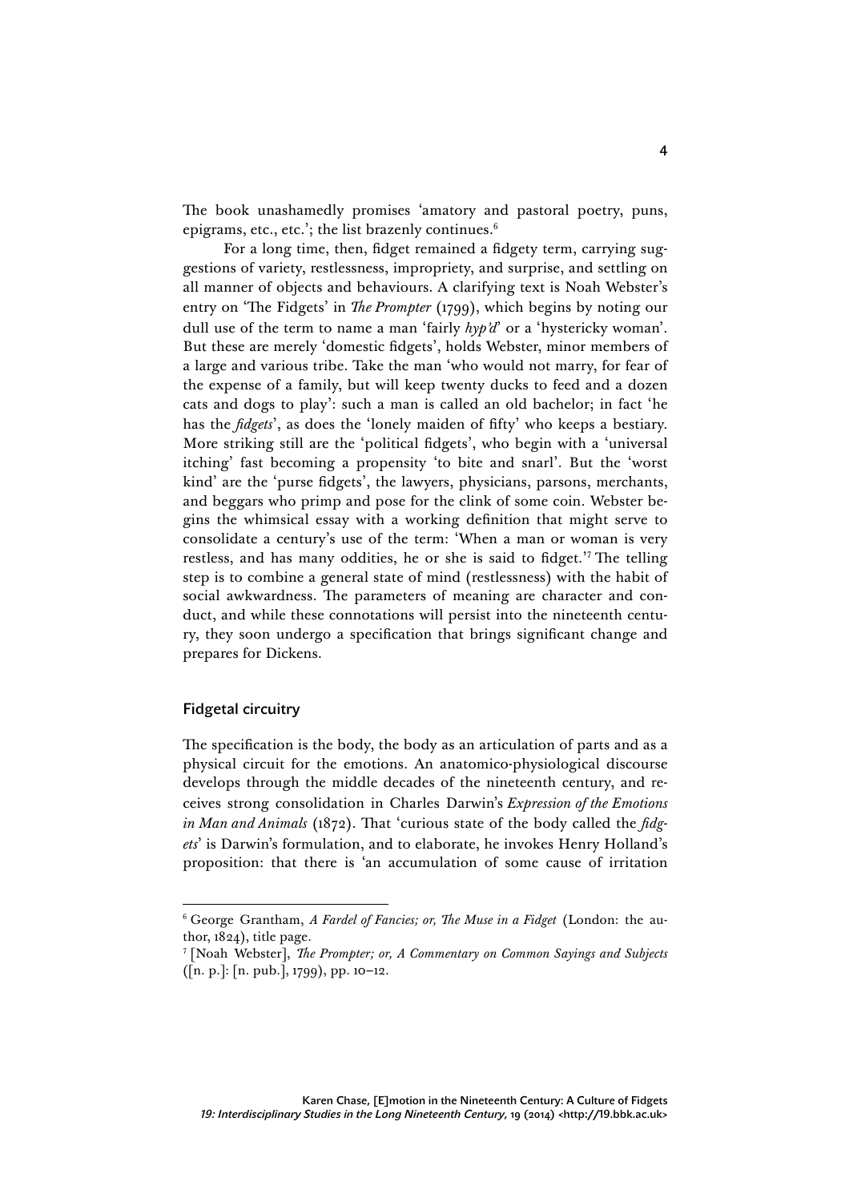The book unashamedly promises 'amatory and pastoral poetry, puns, epigrams, etc., etc.'; the list brazenly continues.[6]

For a long time, then, fidget remained a fidgety term, carrying suggestions of variety, restlessness, impropriety, and surprise, and settling on all manner of objects and behaviours. A clarifying text is Noah Webster's entry on 'The Fidgets' in *The Prompter* (1799), which begins by noting our dull use of the term to name a man 'fairly *hyp'd*' or a 'hystericky woman'. But these are merely 'domestic fidgets', holds Webster, minor members of a large and various tribe. Take the man 'who would not marry, for fear of the expense of a family, but will keep twenty ducks to feed and a dozen cats and dogs to play': such a man is called an old bachelor; in fact 'he has the *fidgets*', as does the 'lonely maiden of fifty' who keeps a bestiary. More striking still are the 'political fidgets', who begin with a 'universal itching' fast becoming a propensity 'to bite and snarl'. But the 'worst kind' are the 'purse fidgets', the lawyers, physicians, parsons, merchants, and beggars who primp and pose for the clink of some coin. Webster begins the whimsical essay with a working definition that might serve to consolidate a century's use of the term: 'When a man or woman is very restless, and has many oddities, he or she is said to fidget.'[7] The telling step is to combine a general state of mind (restlessness) with the habit of social awkwardness. The parameters of meaning are character and conduct, and while these connotations will persist into the nineteenth century, they soon undergo a specification that brings significant change and prepares for Dickens.

## Fidgetal circuitry

The specification is the body, the body as an articulation of parts and as a physical circuit for the emotions. An anatomico-physiological discourse develops through the middle decades of the nineteenth century, and receives strong consolidation in Charles Darwin's *Expression of the Emotions in Man and Animals* (1872). That 'curious state of the body called the *fidgets*' is Darwin's formulation, and to elaborate, he invokes Henry Holland's proposition: that there is 'an accumulation of some cause of irritation

---

[6] George Grantham, *A Fardel of Fancies; or, The Muse in a Fidget* (London: the author, 1824), title page.

[7] [Noah Webster], *The Prompter; or, A Commentary on Common Sayings and Subjects* ([n. p.]: [n. pub.], 1799), pp. 10–12.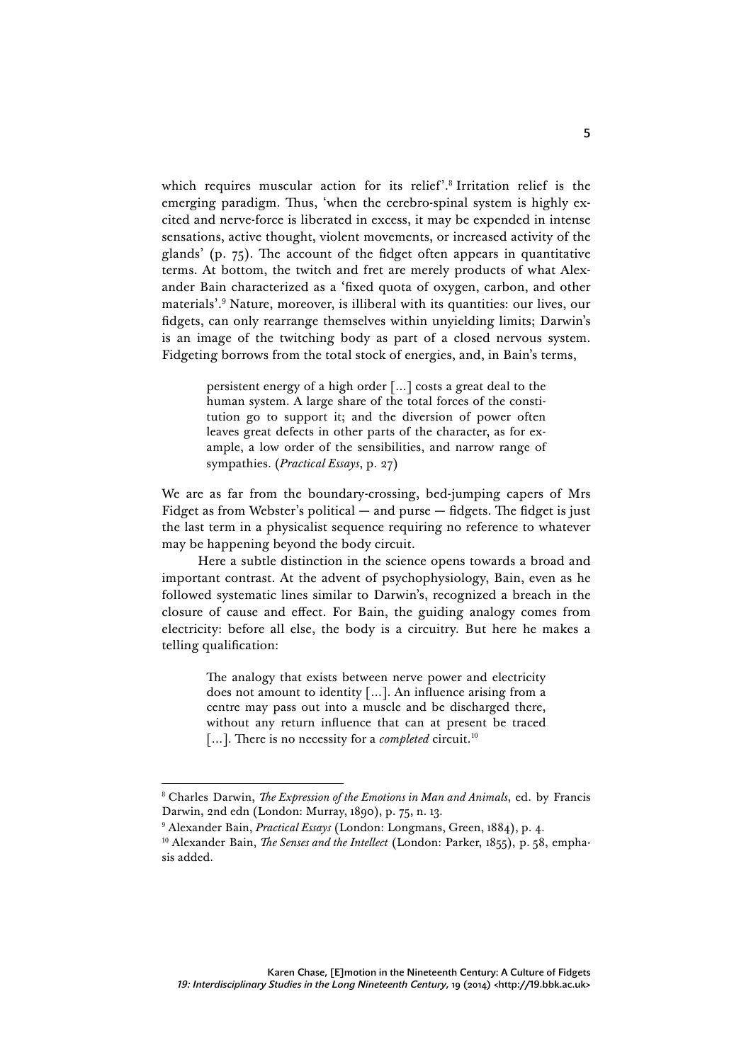which requires muscular action for its relief'.[8] Irritation relief is the emerging paradigm. Thus, 'when the cerebro-spinal system is highly excited and nerve-force is liberated in excess, it may be expended in intense sensations, active thought, violent movements, or increased activity of the glands' (p. 75). The account of the fidget often appears in quantitative terms. At bottom, the twitch and fret are merely products of what Alexander Bain characterized as a 'fixed quota of oxygen, carbon, and other materials'.[9] Nature, moreover, is illiberal with its quantities: our lives, our fidgets, can only rearrange themselves within unyielding limits; Darwin's is an image of the twitching body as part of a closed nervous system. Fidgeting borrows from the total stock of energies, and, in Bain's terms,

> persistent energy of a high order [...] costs a great deal to the human system. A large share of the total forces of the constitution go to support it; and the diversion of power often leaves great defects in other parts of the character, as for example, a low order of the sensibilities, and narrow range of sympathies. (*Practical Essays*, p. 27)

We are as far from the boundary-crossing, bed-jumping capers of Mrs Fidget as from Webster's political — and purse — fidgets. The fidget is just the last term in a physicalist sequence requiring no reference to whatever may be happening beyond the body circuit.

Here a subtle distinction in the science opens towards a broad and important contrast. At the advent of psychophysiology, Bain, even as he followed systematic lines similar to Darwin's, recognized a breach in the closure of cause and effect. For Bain, the guiding analogy comes from electricity: before all else, the body is a circuitry. But here he makes a telling qualification:

> The analogy that exists between nerve power and electricity does not amount to identity [...]. An influence arising from a centre may pass out into a muscle and be discharged there, without any return influence that can at present be traced [...]. There is no necessity for a *completed* circuit.[10]

---

[8] Charles Darwin, *The Expression of the Emotions in Man and Animals*, ed. by Francis Darwin, 2nd edn (London: Murray, 1890), p. 75, n. 13.

[9] Alexander Bain, *Practical Essays* (London: Longmans, Green, 1884), p. 4.

[10] Alexander Bain, *The Senses and the Intellect* (London: Parker, 1855), p. 58, emphasis added.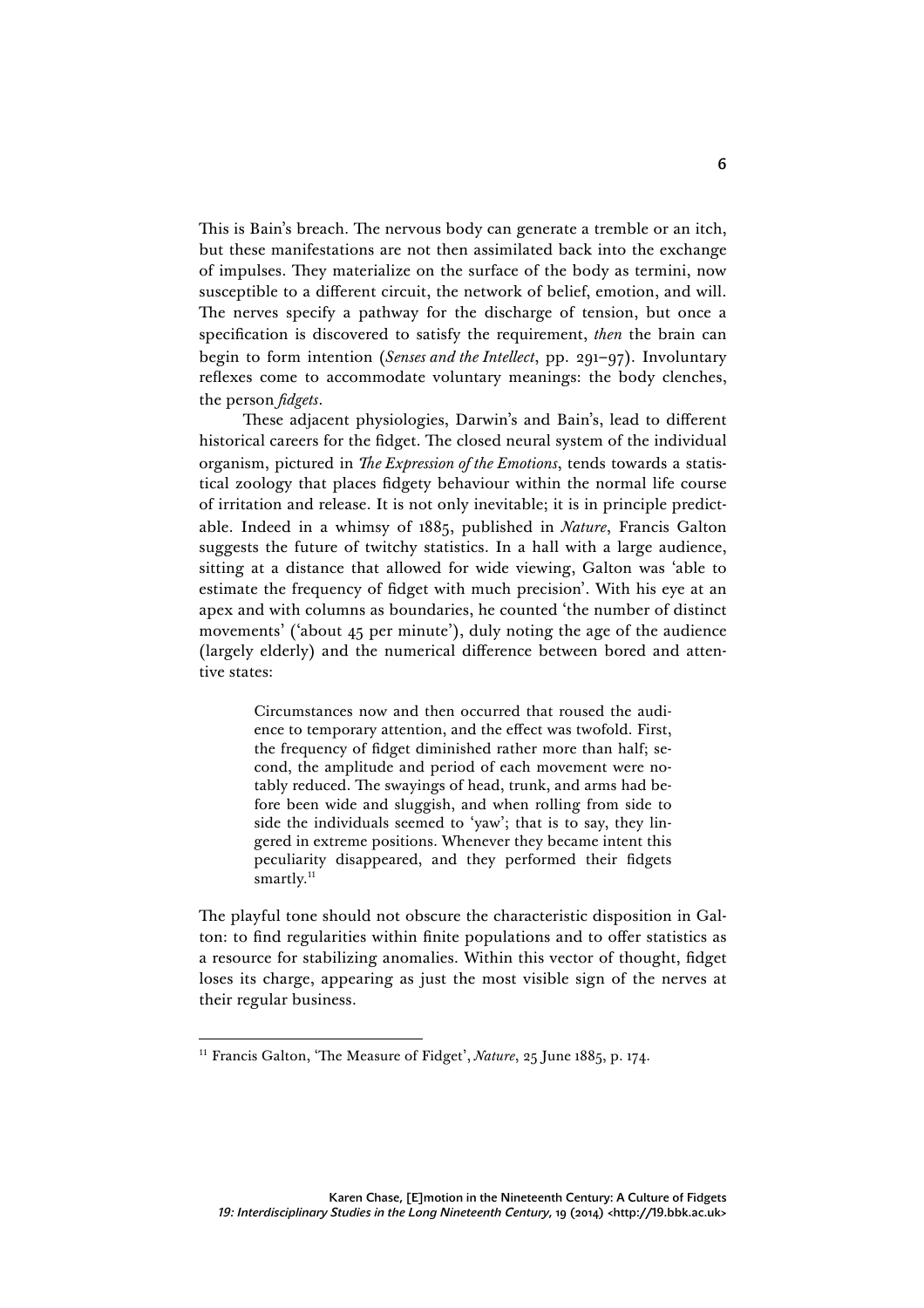This is Bain's breach. The nervous body can generate a tremble or an itch, but these manifestations are not then assimilated back into the exchange of impulses. They materialize on the surface of the body as termini, now susceptible to a different circuit, the network of belief, emotion, and will. The nerves specify a pathway for the discharge of tension, but once a specification is discovered to satisfy the requirement, *then* the brain can begin to form intention (*Senses and the Intellect*, pp. 291–97). Involuntary reflexes come to accommodate voluntary meanings: the body clenches, the person *fidgets*.

These adjacent physiologies, Darwin's and Bain's, lead to different historical careers for the fidget. The closed neural system of the individual organism, pictured in *The Expression of the Emotions*, tends towards a statistical zoology that places fidgety behaviour within the normal life course of irritation and release. It is not only inevitable; it is in principle predictable. Indeed in a whimsy of 1885, published in *Nature*, Francis Galton suggests the future of twitchy statistics. In a hall with a large audience, sitting at a distance that allowed for wide viewing, Galton was 'able to estimate the frequency of fidget with much precision'. With his eye at an apex and with columns as boundaries, he counted 'the number of distinct movements' ('about 45 per minute'), duly noting the age of the audience (largely elderly) and the numerical difference between bored and attentive states:

> Circumstances now and then occurred that roused the audience to temporary attention, and the effect was twofold. First, the frequency of fidget diminished rather more than half; second, the amplitude and period of each movement were notably reduced. The swayings of head, trunk, and arms had before been wide and sluggish, and when rolling from side to side the individuals seemed to 'yaw'; that is to say, they lingered in extreme positions. Whenever they became intent this peculiarity disappeared, and they performed their fidgets smartly.[11]

The playful tone should not obscure the characteristic disposition in Galton: to find regularities within finite populations and to offer statistics as a resource for stabilizing anomalies. Within this vector of thought, fidget loses its charge, appearing as just the most visible sign of the nerves at their regular business.

---

[11] Francis Galton, 'The Measure of Fidget', *Nature*, 25 June 1885, p. 174.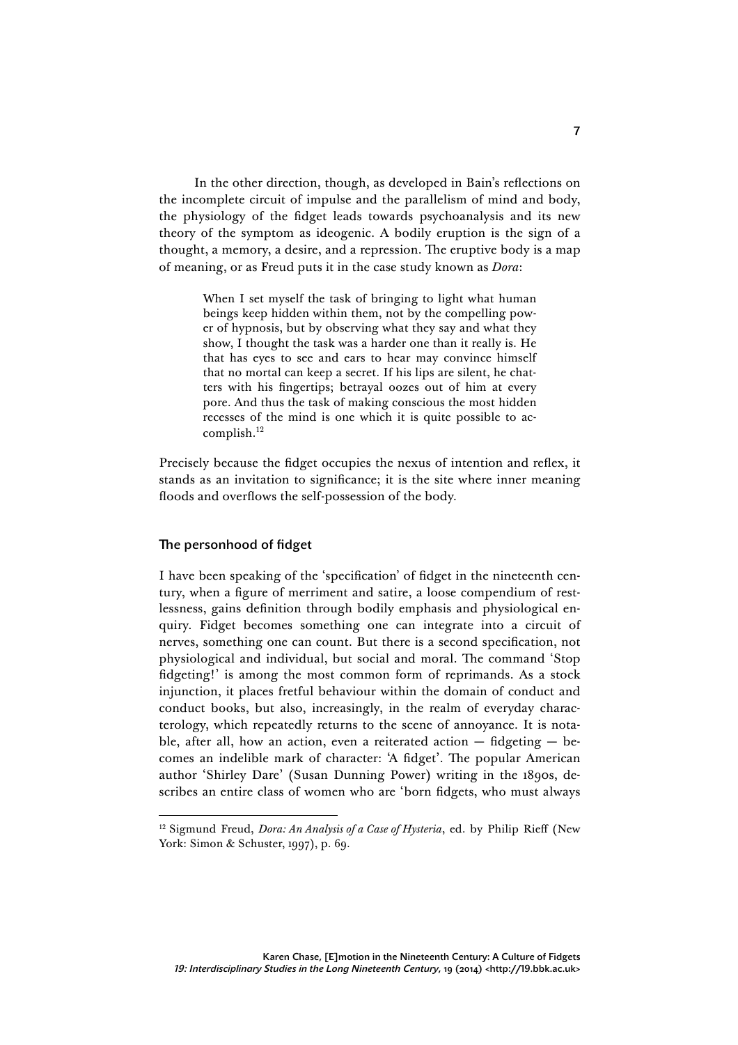In the other direction, though, as developed in Bain's reflections on the incomplete circuit of impulse and the parallelism of mind and body, the physiology of the fidget leads towards psychoanalysis and its new theory of the symptom as ideogenic. A bodily eruption is the sign of a thought, a memory, a desire, and a repression. The eruptive body is a map of meaning, or as Freud puts it in the case study known as *Dora*:

> When I set myself the task of bringing to light what human beings keep hidden within them, not by the compelling power of hypnosis, but by observing what they say and what they show, I thought the task was a harder one than it really is. He that has eyes to see and ears to hear may convince himself that no mortal can keep a secret. If his lips are silent, he chatters with his fingertips; betrayal oozes out of him at every pore. And thus the task of making conscious the most hidden recesses of the mind is one which it is quite possible to accomplish.[12]

Precisely because the fidget occupies the nexus of intention and reflex, it stands as an invitation to significance; it is the site where inner meaning floods and overflows the self-possession of the body.

## The personhood of fidget

I have been speaking of the 'specification' of fidget in the nineteenth century, when a figure of merriment and satire, a loose compendium of restlessness, gains definition through bodily emphasis and physiological enquiry. Fidget becomes something one can integrate into a circuit of nerves, something one can count. But there is a second specification, not physiological and individual, but social and moral. The command 'Stop fidgeting!' is among the most common form of reprimands. As a stock injunction, it places fretful behaviour within the domain of conduct and conduct books, but also, increasingly, in the realm of everyday characterology, which repeatedly returns to the scene of annoyance. It is notable, after all, how an action, even a reiterated action — fidgeting — becomes an indelible mark of character: 'A fidget'. The popular American author 'Shirley Dare' (Susan Dunning Power) writing in the 1890s, describes an entire class of women who are 'born fidgets, who must always

---

[12] Sigmund Freud, *Dora: An Analysis of a Case of Hysteria*, ed. by Philip Rieff (New York: Simon & Schuster, 1997), p. 69.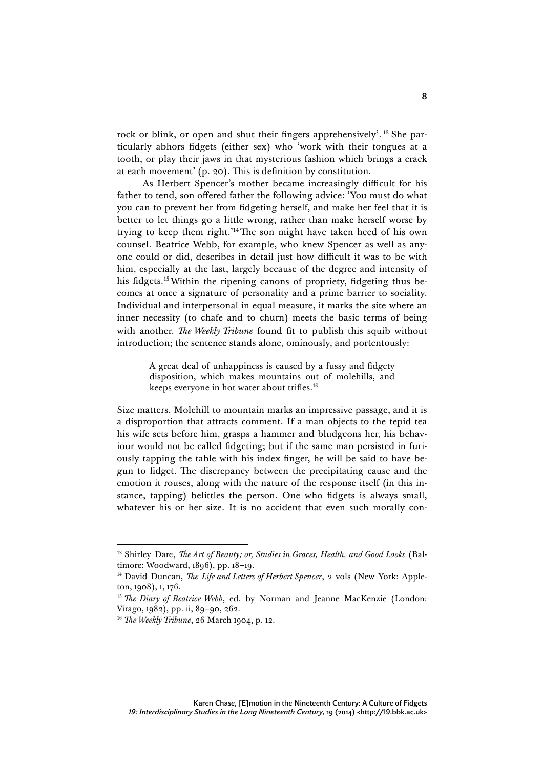rock or blink, or open and shut their fingers apprehensively'.[13] She particularly abhors fidgets (either sex) who 'work with their tongues at a tooth, or play their jaws in that mysterious fashion which brings a crack at each movement' (p. 20). This is definition by constitution.

As Herbert Spencer's mother became increasingly difficult for his father to tend, son offered father the following advice: 'You must do what you can to prevent her from fidgeting herself, and make her feel that it is better to let things go a little wrong, rather than make herself worse by trying to keep them right.'[14] The son might have taken heed of his own counsel. Beatrice Webb, for example, who knew Spencer as well as anyone could or did, describes in detail just how difficult it was to be with him, especially at the last, largely because of the degree and intensity of his fidgets.[15] Within the ripening canons of propriety, fidgeting thus becomes at once a signature of personality and a prime barrier to sociality. Individual and interpersonal in equal measure, it marks the site where an inner necessity (to chafe and to churn) meets the basic terms of being with another. *The Weekly Tribune* found fit to publish this squib without introduction; the sentence stands alone, ominously, and portentously:

> A great deal of unhappiness is caused by a fussy and fidgety disposition, which makes mountains out of molehills, and keeps everyone in hot water about trifles.[16]

Size matters. Molehill to mountain marks an impressive passage, and it is a disproportion that attracts comment. If a man objects to the tepid tea his wife sets before him, grasps a hammer and bludgeons her, his behaviour would not be called fidgeting; but if the same man persisted in furiously tapping the table with his index finger, he will be said to have begun to fidget. The discrepancy between the precipitating cause and the emotion it rouses, along with the nature of the response itself (in this instance, tapping) belittles the person. One who fidgets is always small, whatever his or her size. It is no accident that even such morally con-

---

[13] Shirley Dare, *The Art of Beauty; or, Studies in Graces, Health, and Good Looks* (Baltimore: Woodward, 1896), pp. 18–19.

[14] David Duncan, *The Life and Letters of Herbert Spencer*, 2 vols (New York: Appleton, 1908), I, 176.

[15] *The Diary of Beatrice Webb*, ed. by Norman and Jeanne MacKenzie (London: Virago, 1982), pp. ii, 89–90, 262.

[16] *The Weekly Tribune*, 26 March 1904, p. 12.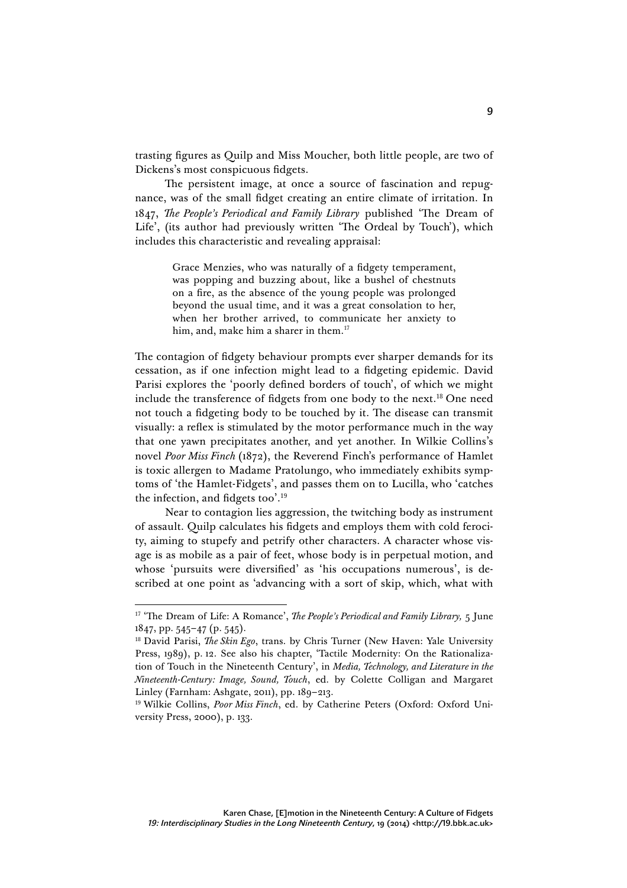trasting figures as Quilp and Miss Moucher, both little people, are two of Dickens's most conspicuous fidgets.

The persistent image, at once a source of fascination and repugnance, was of the small fidget creating an entire climate of irritation. In 1847, *The People's Periodical and Family Library* published 'The Dream of Life', (its author had previously written 'The Ordeal by Touch'), which includes this characteristic and revealing appraisal:

> Grace Menzies, who was naturally of a fidgety temperament, was popping and buzzing about, like a bushel of chestnuts on a fire, as the absence of the young people was prolonged beyond the usual time, and it was a great consolation to her, when her brother arrived, to communicate her anxiety to him, and, make him a sharer in them.[17]

The contagion of fidgety behaviour prompts ever sharper demands for its cessation, as if one infection might lead to a fidgeting epidemic. David Parisi explores the 'poorly defined borders of touch', of which we might include the transference of fidgets from one body to the next.[18] One need not touch a fidgeting body to be touched by it. The disease can transmit visually: a reflex is stimulated by the motor performance much in the way that one yawn precipitates another, and yet another. In Wilkie Collins's novel *Poor Miss Finch* (1872), the Reverend Finch's performance of Hamlet is toxic allergen to Madame Pratolungo, who immediately exhibits symptoms of 'the Hamlet-Fidgets', and passes them on to Lucilla, who 'catches the infection, and fidgets too'.[19]

Near to contagion lies aggression, the twitching body as instrument of assault. Quilp calculates his fidgets and employs them with cold ferocity, aiming to stupefy and petrify other characters. A character whose visage is as mobile as a pair of feet, whose body is in perpetual motion, and whose 'pursuits were diversified' as 'his occupations numerous', is described at one point as 'advancing with a sort of skip, which, what with

---

[17] 'The Dream of Life: A Romance', *The People's Periodical and Family Library,* 5 June 1847, pp. 545–47 (p. 545).

[18] David Parisi, *The Skin Ego*, trans. by Chris Turner (New Haven: Yale University Press, 1989), p. 12. See also his chapter, 'Tactile Modernity: On the Rationalization of Touch in the Nineteenth Century', in *Media, Technology, and Literature in the Nineteenth-Century: Image, Sound, Touch*, ed. by Colette Colligan and Margaret Linley (Farnham: Ashgate, 2011), pp. 189–213.

[19] Wilkie Collins, *Poor Miss Finch*, ed. by Catherine Peters (Oxford: Oxford University Press, 2000), p. 133.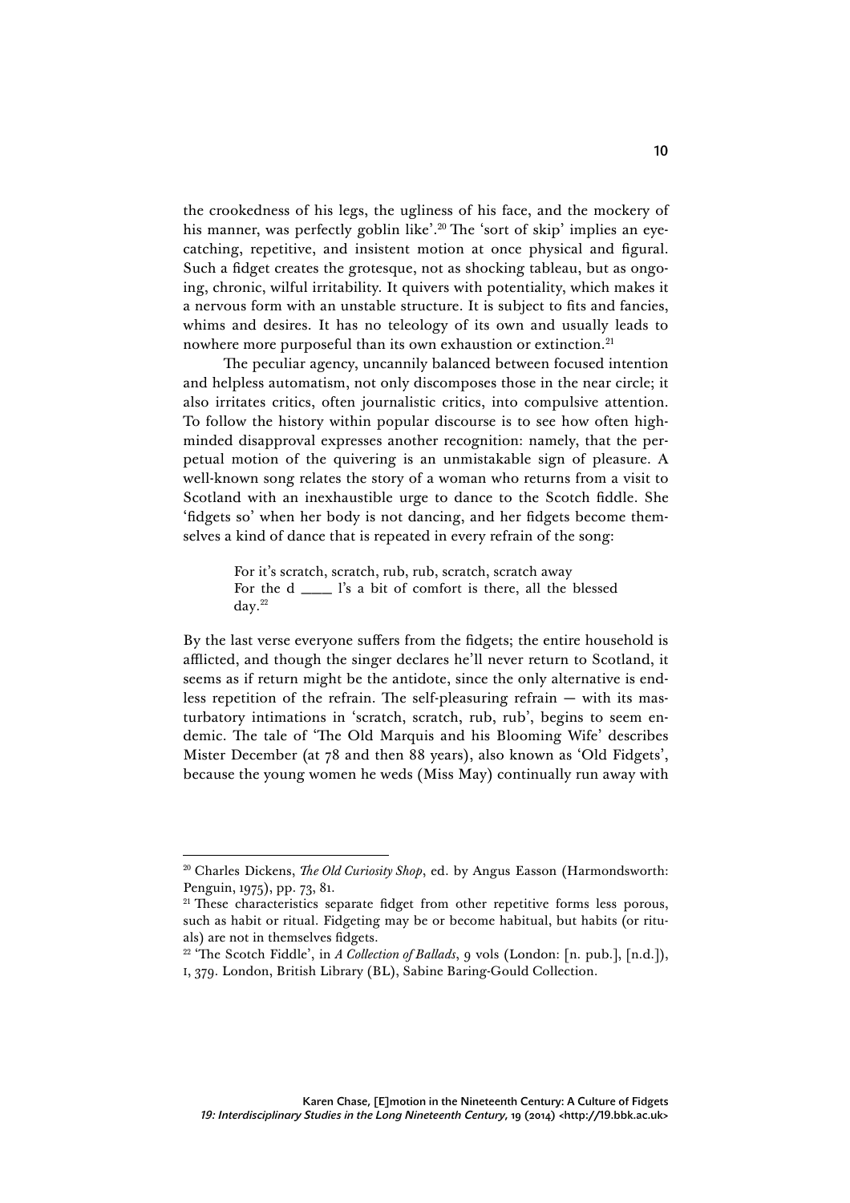the crookedness of his legs, the ugliness of his face, and the mockery of his manner, was perfectly goblin like'.[20] The 'sort of skip' implies an eye-catching, repetitive, and insistent motion at once physical and figural. Such a fidget creates the grotesque, not as shocking tableau, but as ongoing, chronic, wilful irritability. It quivers with potentiality, which makes it a nervous form with an unstable structure. It is subject to fits and fancies, whims and desires. It has no teleology of its own and usually leads to nowhere more purposeful than its own exhaustion or extinction.[21]

The peculiar agency, uncannily balanced between focused intention and helpless automatism, not only discomposes those in the near circle; it also irritates critics, often journalistic critics, into compulsive attention. To follow the history within popular discourse is to see how often high-minded disapproval expresses another recognition: namely, that the perpetual motion of the quivering is an unmistakable sign of pleasure. A well-known song relates the story of a woman who returns from a visit to Scotland with an inexhaustible urge to dance to the Scotch fiddle. She 'fidgets so' when her body is not dancing, and her fidgets become themselves a kind of dance that is repeated in every refrain of the song:

> For it's scratch, scratch, rub, rub, scratch, scratch away
> For the d ____ l's a bit of comfort is there, all the blessed day.[22]

By the last verse everyone suffers from the fidgets; the entire household is afflicted, and though the singer declares he'll never return to Scotland, it seems as if return might be the antidote, since the only alternative is endless repetition of the refrain. The self-pleasuring refrain — with its masturbatory intimations in 'scratch, scratch, rub, rub', begins to seem endemic. The tale of 'The Old Marquis and his Blooming Wife' describes Mister December (at 78 and then 88 years), also known as 'Old Fidgets', because the young women he weds (Miss May) continually run away with

---

[20] Charles Dickens, *The Old Curiosity Shop*, ed. by Angus Easson (Harmondsworth: Penguin, 1975), pp. 73, 81.

[21] These characteristics separate fidget from other repetitive forms less porous, such as habit or ritual. Fidgeting may be or become habitual, but habits (or rituals) are not in themselves fidgets.

[22] 'The Scotch Fiddle', in *A Collection of Ballads*, 9 vols (London: [n. pub.], [n.d.]), I, 379. London, British Library (BL), Sabine Baring-Gould Collection.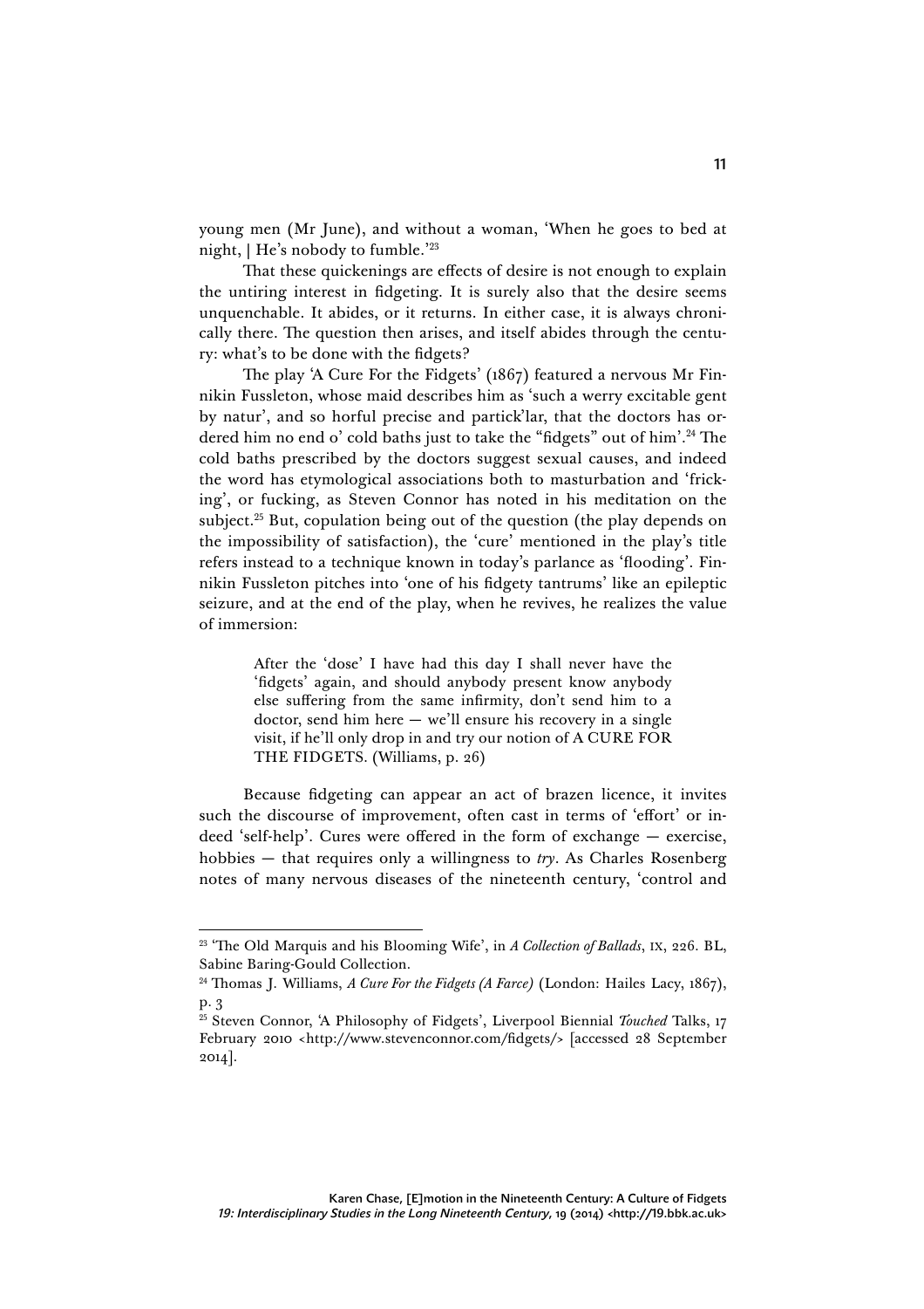young men (Mr June), and without a woman, 'When he goes to bed at night, | He's nobody to fumble.'[23]

That these quickenings are effects of desire is not enough to explain the untiring interest in fidgeting. It is surely also that the desire seems unquenchable. It abides, or it returns. In either case, it is always chronically there. The question then arises, and itself abides through the century: what's to be done with the fidgets?

The play 'A Cure For the Fidgets' (1867) featured a nervous Mr Finnikin Fussleton, whose maid describes him as 'such a werry excitable gent by natur', and so horful precise and partick'lar, that the doctors has ordered him no end o' cold baths just to take the "fidgets" out of him'.[24] The cold baths prescribed by the doctors suggest sexual causes, and indeed the word has etymological associations both to masturbation and 'fricking', or fucking, as Steven Connor has noted in his meditation on the subject.[25] But, copulation being out of the question (the play depends on the impossibility of satisfaction), the 'cure' mentioned in the play's title refers instead to a technique known in today's parlance as 'flooding'. Finnikin Fussleton pitches into 'one of his fidgety tantrums' like an epileptic seizure, and at the end of the play, when he revives, he realizes the value of immersion:

> After the 'dose' I have had this day I shall never have the 'fidgets' again, and should anybody present know anybody else suffering from the same infirmity, don't send him to a doctor, send him here — we'll ensure his recovery in a single visit, if he'll only drop in and try our notion of A CURE FOR THE FIDGETS. (Williams, p. 26)

Because fidgeting can appear an act of brazen licence, it invites such the discourse of improvement, often cast in terms of 'effort' or indeed 'self-help'. Cures were offered in the form of exchange — exercise, hobbies — that requires only a willingness to *try*. As Charles Rosenberg notes of many nervous diseases of the nineteenth century, 'control and

---

[23] 'The Old Marquis and his Blooming Wife', in *A Collection of Ballads*, IX, 226. BL, Sabine Baring-Gould Collection.

[24] Thomas J. Williams, *A Cure For the Fidgets (A Farce)* (London: Hailes Lacy, 1867), p. 3

[25] Steven Connor, 'A Philosophy of Fidgets', Liverpool Biennial *Touched* Talks, 17 February 2010 <http://www.stevenconnor.com/fidgets/> [accessed 28 September 2014].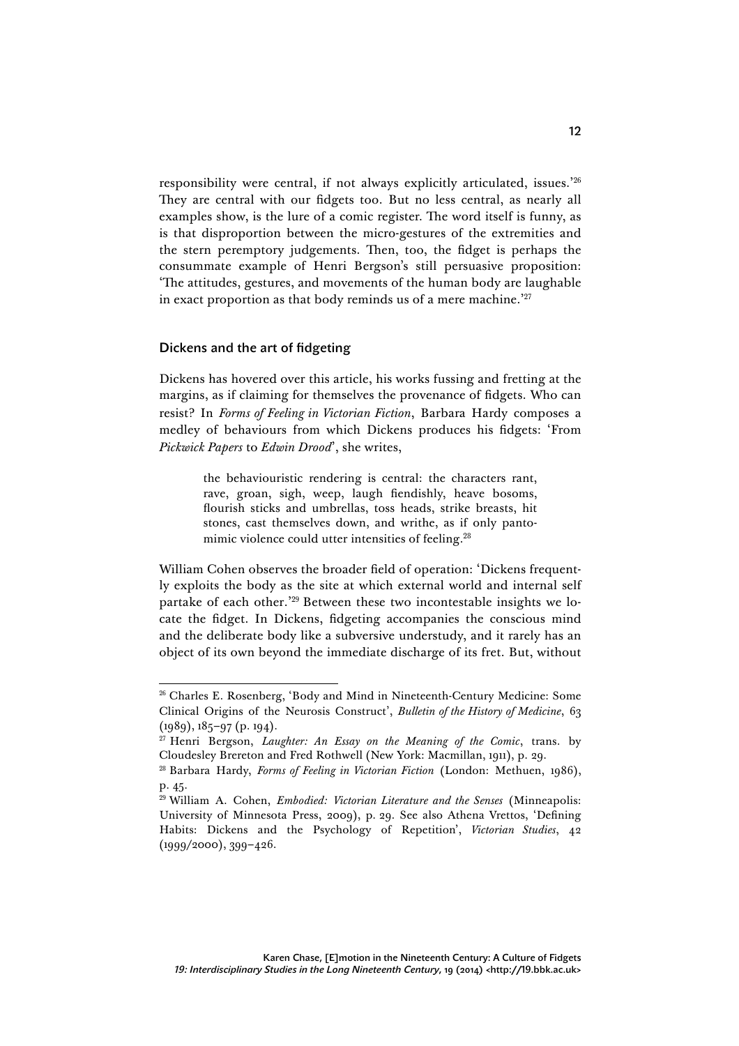responsibility were central, if not always explicitly articulated, issues.'[26] They are central with our fidgets too. But no less central, as nearly all examples show, is the lure of a comic register. The word itself is funny, as is that disproportion between the micro-gestures of the extremities and the stern peremptory judgements. Then, too, the fidget is perhaps the consummate example of Henri Bergson's still persuasive proposition: 'The attitudes, gestures, and movements of the human body are laughable in exact proportion as that body reminds us of a mere machine.'[27]

## Dickens and the art of fidgeting

Dickens has hovered over this article, his works fussing and fretting at the margins, as if claiming for themselves the provenance of fidgets. Who can resist? In *Forms of Feeling in Victorian Fiction*, Barbara Hardy composes a medley of behaviours from which Dickens produces his fidgets: 'From *Pickwick Papers* to *Edwin Drood*', she writes,

> the behaviouristic rendering is central: the characters rant, rave, groan, sigh, weep, laugh fiendishly, heave bosoms, flourish sticks and umbrellas, toss heads, strike breasts, hit stones, cast themselves down, and writhe, as if only pantomimic violence could utter intensities of feeling.[28]

William Cohen observes the broader field of operation: 'Dickens frequently exploits the body as the site at which external world and internal self partake of each other.'[29] Between these two incontestable insights we locate the fidget. In Dickens, fidgeting accompanies the conscious mind and the deliberate body like a subversive understudy, and it rarely has an object of its own beyond the immediate discharge of its fret. But, without

---

[26] Charles E. Rosenberg, 'Body and Mind in Nineteenth-Century Medicine: Some Clinical Origins of the Neurosis Construct', *Bulletin of the History of Medicine*, 63 (1989), 185–97 (p. 194).

[27] Henri Bergson, *Laughter: An Essay on the Meaning of the Comic*, trans. by Cloudesley Brereton and Fred Rothwell (New York: Macmillan, 1911), p. 29.

[28] Barbara Hardy, *Forms of Feeling in Victorian Fiction* (London: Methuen, 1986), p. 45.

[29] William A. Cohen, *Embodied: Victorian Literature and the Senses* (Minneapolis: University of Minnesota Press, 2009), p. 29. See also Athena Vrettos, 'Defining Habits: Dickens and the Psychology of Repetition', *Victorian Studies*, 42 (1999/2000), 399–426.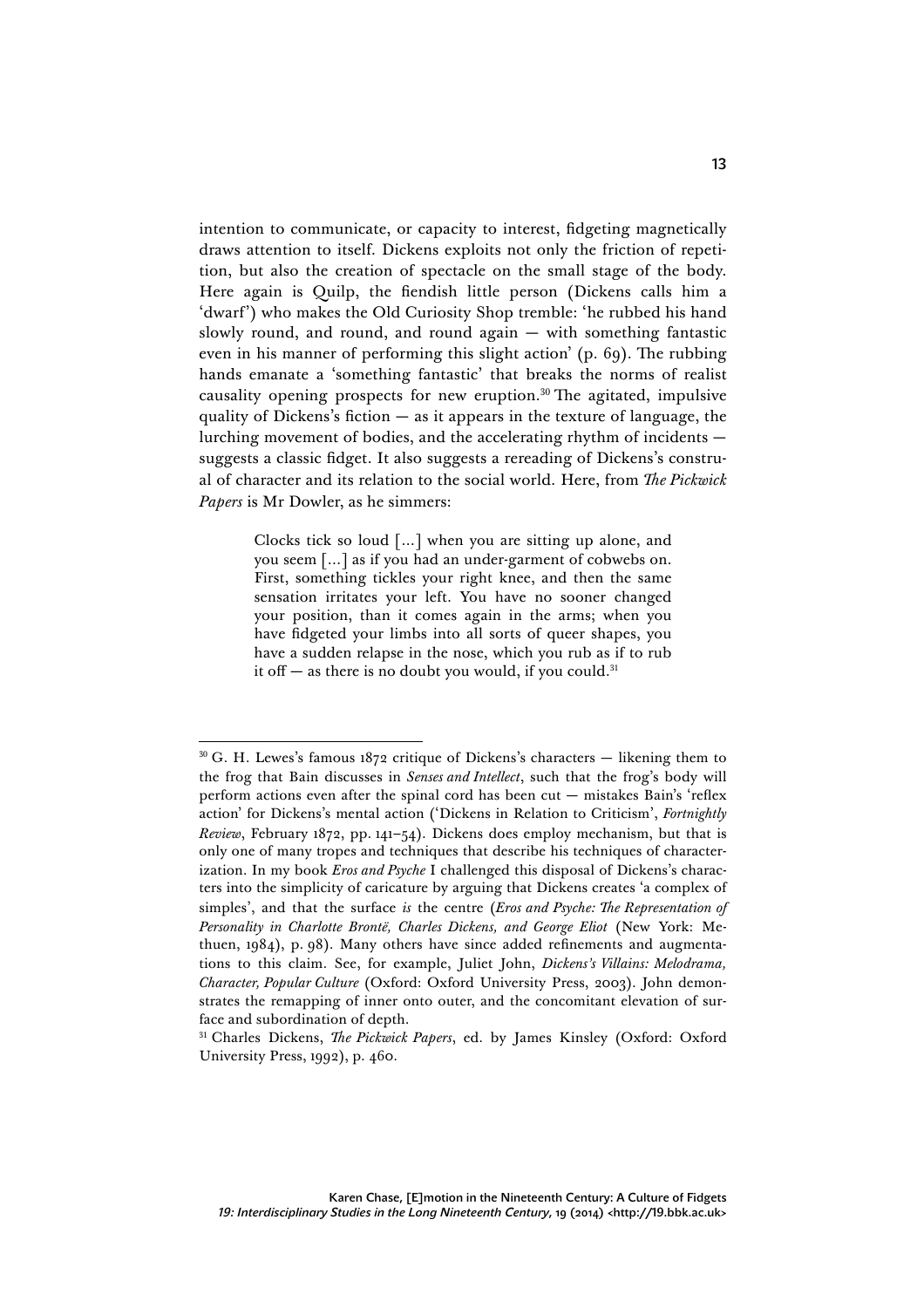intention to communicate, or capacity to interest, fidgeting magnetically draws attention to itself. Dickens exploits not only the friction of repetition, but also the creation of spectacle on the small stage of the body. Here again is Quilp, the fiendish little person (Dickens calls him a 'dwarf') who makes the Old Curiosity Shop tremble: 'he rubbed his hand slowly round, and round, and round again — with something fantastic even in his manner of performing this slight action' (p. 69). The rubbing hands emanate a 'something fantastic' that breaks the norms of realist causality opening prospects for new eruption.[30] The agitated, impulsive quality of Dickens's fiction — as it appears in the texture of language, the lurching movement of bodies, and the accelerating rhythm of incidents — suggests a classic fidget. It also suggests a rereading of Dickens's construal of character and its relation to the social world. Here, from *The Pickwick Papers* is Mr Dowler, as he simmers:

> Clocks tick so loud [...] when you are sitting up alone, and you seem [...] as if you had an under-garment of cobwebs on. First, something tickles your right knee, and then the same sensation irritates your left. You have no sooner changed your position, than it comes again in the arms; when you have fidgeted your limbs into all sorts of queer shapes, you have a sudden relapse in the nose, which you rub as if to rub it off — as there is no doubt you would, if you could.[31]

---

[30] G. H. Lewes's famous 1872 critique of Dickens's characters — likening them to the frog that Bain discusses in *Senses and Intellect*, such that the frog's body will perform actions even after the spinal cord has been cut — mistakes Bain's 'reflex action' for Dickens's mental action ('Dickens in Relation to Criticism', *Fortnightly Review*, February 1872, pp. 141–54). Dickens does employ mechanism, but that is only one of many tropes and techniques that describe his techniques of characterization. In my book *Eros and Psyche* I challenged this disposal of Dickens's characters into the simplicity of caricature by arguing that Dickens creates 'a complex of simples', and that the surface *is* the centre (*Eros and Psyche: The Representation of Personality in Charlotte Brontë, Charles Dickens, and George Eliot* (New York: Methuen, 1984), p. 98). Many others have since added refinements and augmentations to this claim. See, for example, Juliet John, *Dickens's Villains: Melodrama, Character, Popular Culture* (Oxford: Oxford University Press, 2003). John demonstrates the remapping of inner onto outer, and the concomitant elevation of surface and subordination of depth.

[31] Charles Dickens, *The Pickwick Papers*, ed. by James Kinsley (Oxford: Oxford University Press, 1992), p. 460.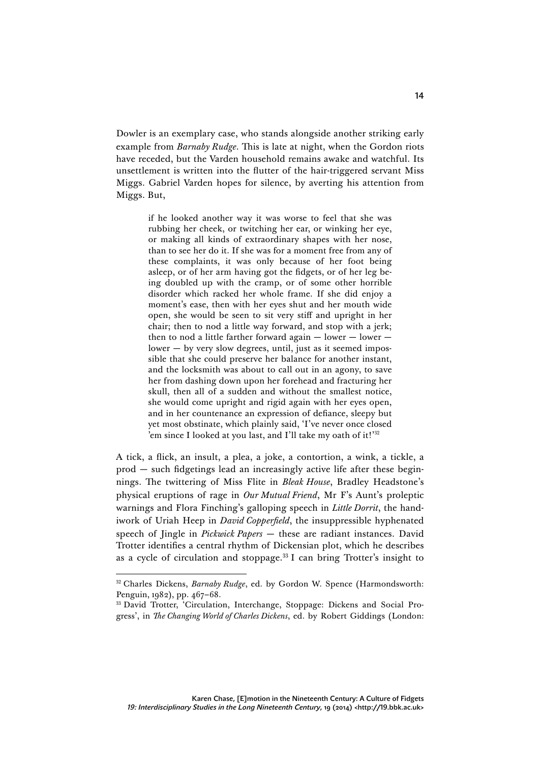Dowler is an exemplary case, who stands alongside another striking early example from *Barnaby Rudge*. This is late at night, when the Gordon riots have receded, but the Varden household remains awake and watchful. Its unsettlement is written into the flutter of the hair-triggered servant Miss Miggs. Gabriel Varden hopes for silence, by averting his attention from Miggs. But,

> if he looked another way it was worse to feel that she was rubbing her cheek, or twitching her ear, or winking her eye, or making all kinds of extraordinary shapes with her nose, than to see her do it. If she was for a moment free from any of these complaints, it was only because of her foot being asleep, or of her arm having got the fidgets, or of her leg being doubled up with the cramp, or of some other horrible disorder which racked her whole frame. If she did enjoy a moment's ease, then with her eyes shut and her mouth wide open, she would be seen to sit very stiff and upright in her chair; then to nod a little way forward, and stop with a jerk; then to nod a little farther forward again — lower — lower — lower — by very slow degrees, until, just as it seemed impossible that she could preserve her balance for another instant, and the locksmith was about to call out in an agony, to save her from dashing down upon her forehead and fracturing her skull, then all of a sudden and without the smallest notice, she would come upright and rigid again with her eyes open, and in her countenance an expression of defiance, sleepy but yet most obstinate, which plainly said, 'I've never once closed 'em since I looked at you last, and I'll take my oath of it!'[32]

A tick, a flick, an insult, a plea, a joke, a contortion, a wink, a tickle, a prod — such fidgetings lead an increasingly active life after these beginnings. The twittering of Miss Flite in *Bleak House*, Bradley Headstone's physical eruptions of rage in *Our Mutual Friend*, Mr F's Aunt's proleptic warnings and Flora Finching's galloping speech in *Little Dorrit*, the handiwork of Uriah Heep in *David Copperfield*, the insuppressible hyphenated speech of Jingle in *Pickwick Papers* — these are radiant instances. David Trotter identifies a central rhythm of Dickensian plot, which he describes as a cycle of circulation and stoppage.[33] I can bring Trotter's insight to

---

[32] Charles Dickens, *Barnaby Rudge*, ed. by Gordon W. Spence (Harmondsworth: Penguin, 1982), pp. 467–68.

[33] David Trotter, 'Circulation, Interchange, Stoppage: Dickens and Social Progress', in *The Changing World of Charles Dickens*, ed. by Robert Giddings (London: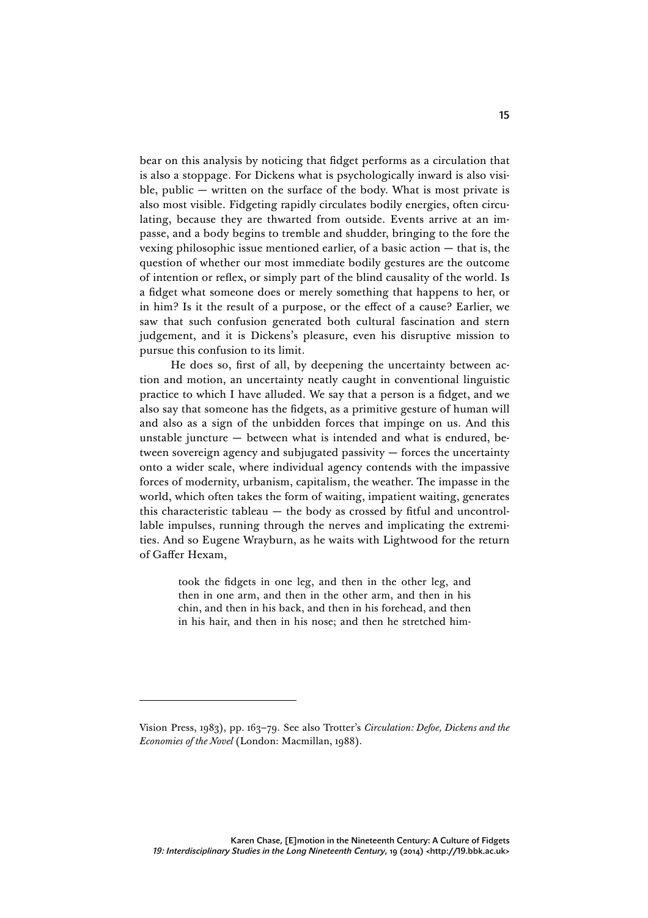bear on this analysis by noticing that fidget performs as a circulation that is also a stoppage. For Dickens what is psychologically inward is also visible, public — written on the surface of the body. What is most private is also most visible. Fidgeting rapidly circulates bodily energies, often circulating, because they are thwarted from outside. Events arrive at an impasse, and a body begins to tremble and shudder, bringing to the fore the vexing philosophic issue mentioned earlier, of a basic action — that is, the question of whether our most immediate bodily gestures are the outcome of intention or reflex, or simply part of the blind causality of the world. Is a fidget what someone does or merely something that happens to her, or in him? Is it the result of a purpose, or the effect of a cause? Earlier, we saw that such confusion generated both cultural fascination and stern judgement, and it is Dickens's pleasure, even his disruptive mission to pursue this confusion to its limit.

He does so, first of all, by deepening the uncertainty between action and motion, an uncertainty neatly caught in conventional linguistic practice to which I have alluded. We say that a person is a fidget, and we also say that someone has the fidgets, as a primitive gesture of human will and also as a sign of the unbidden forces that impinge on us. And this unstable juncture — between what is intended and what is endured, between sovereign agency and subjugated passivity — forces the uncertainty onto a wider scale, where individual agency contends with the impassive forces of modernity, urbanism, capitalism, the weather. The impasse in the world, which often takes the form of waiting, impatient waiting, generates this characteristic tableau — the body as crossed by fitful and uncontrollable impulses, running through the nerves and implicating the extremities. And so Eugene Wrayburn, as he waits with Lightwood for the return of Gaffer Hexam,

> took the fidgets in one leg, and then in the other leg, and then in one arm, and then in the other arm, and then in his chin, and then in his back, and then in his forehead, and then in his hair, and then in his nose; and then he stretched him-

---

Vision Press, 1983), pp. 163–79. See also Trotter's *Circulation: Defoe, Dickens and the Economies of the Novel* (London: Macmillan, 1988).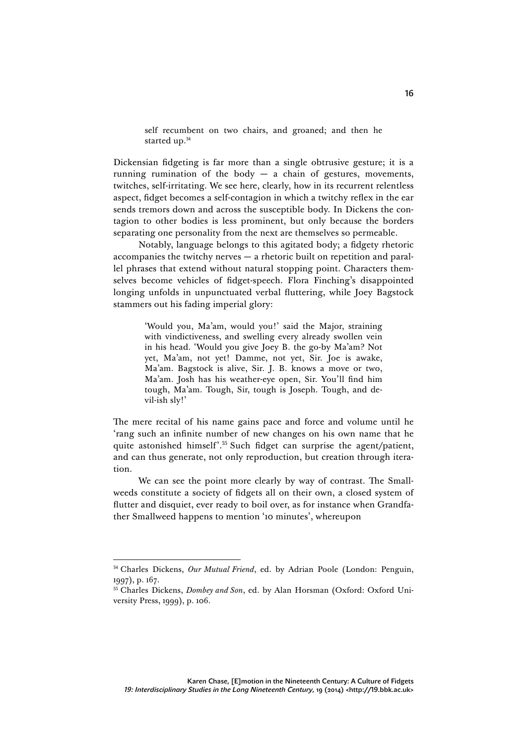> self recumbent on two chairs, and groaned; and then he started up.[34]

Dickensian fidgeting is far more than a single obtrusive gesture; it is a running rumination of the body — a chain of gestures, movements, twitches, self-irritating. We see here, clearly, how in its recurrent relentless aspect, fidget becomes a self-contagion in which a twitchy reflex in the ear sends tremors down and across the susceptible body. In Dickens the contagion to other bodies is less prominent, but only because the borders separating one personality from the next are themselves so permeable.

Notably, language belongs to this agitated body; a fidgety rhetoric accompanies the twitchy nerves — a rhetoric built on repetition and parallel phrases that extend without natural stopping point. Characters themselves become vehicles of fidget-speech. Flora Finching's disappointed longing unfolds in unpunctuated verbal fluttering, while Joey Bagstock stammers out his fading imperial glory:

> 'Would you, Ma'am, would you!' said the Major, straining with vindictiveness, and swelling every already swollen vein in his head. 'Would you give Joey B. the go-by Ma'am? Not yet, Ma'am, not yet! Damme, not yet, Sir. Joe is awake, Ma'am. Bagstock is alive, Sir. J. B. knows a move or two, Ma'am. Josh has his weather-eye open, Sir. You'll find him tough, Ma'am. Tough, Sir, tough is Joseph. Tough, and devil-ish sly!'

The mere recital of his name gains pace and force and volume until he 'rang such an infinite number of new changes on his own name that he quite astonished himself'.[35] Such fidget can surprise the agent/patient, and can thus generate, not only reproduction, but creation through iteration.

We can see the point more clearly by way of contrast. The Smallweeds constitute a society of fidgets all on their own, a closed system of flutter and disquiet, ever ready to boil over, as for instance when Grandfather Smallweed happens to mention '10 minutes', whereupon

---

[34] Charles Dickens, *Our Mutual Friend*, ed. by Adrian Poole (London: Penguin, 1997), p. 167.

[35] Charles Dickens, *Dombey and Son*, ed. by Alan Horsman (Oxford: Oxford University Press, 1999), p. 106.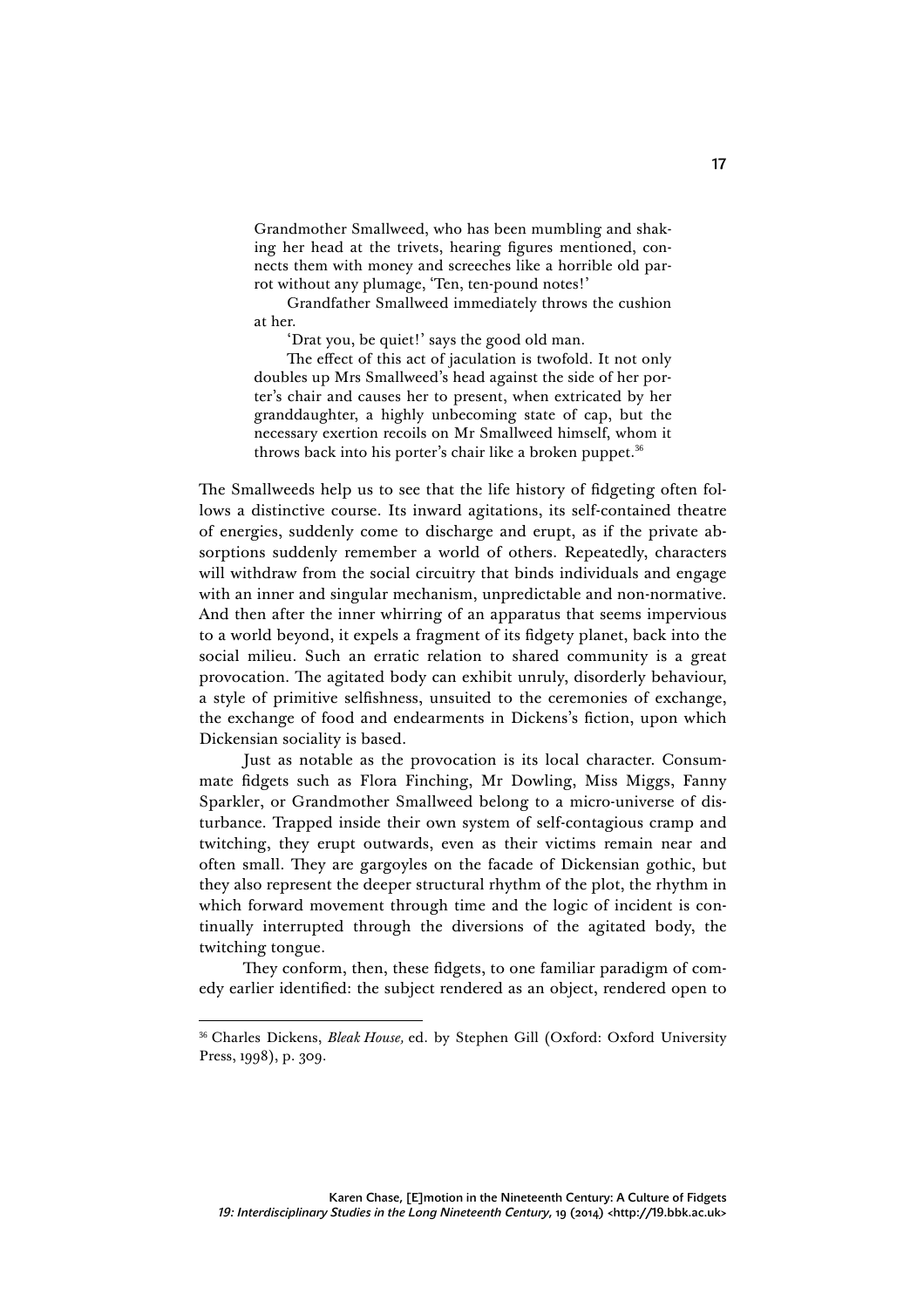> Grandmother Smallweed, who has been mumbling and shaking her head at the trivets, hearing figures mentioned, connects them with money and screeches like a horrible old parrot without any plumage, 'Ten, ten-pound notes!'
>
> Grandfather Smallweed immediately throws the cushion at her.
>
> 'Drat you, be quiet!' says the good old man.
>
> The effect of this act of jaculation is twofold. It not only doubles up Mrs Smallweed's head against the side of her porter's chair and causes her to present, when extricated by her granddaughter, a highly unbecoming state of cap, but the necessary exertion recoils on Mr Smallweed himself, whom it throws back into his porter's chair like a broken puppet.[36]

The Smallweeds help us to see that the life history of fidgeting often follows a distinctive course. Its inward agitations, its self-contained theatre of energies, suddenly come to discharge and erupt, as if the private absorptions suddenly remember a world of others. Repeatedly, characters will withdraw from the social circuitry that binds individuals and engage with an inner and singular mechanism, unpredictable and non-normative. And then after the inner whirring of an apparatus that seems impervious to a world beyond, it expels a fragment of its fidgety planet, back into the social milieu. Such an erratic relation to shared community is a great provocation. The agitated body can exhibit unruly, disorderly behaviour, a style of primitive selfishness, unsuited to the ceremonies of exchange, the exchange of food and endearments in Dickens's fiction, upon which Dickensian sociality is based.

Just as notable as the provocation is its local character. Consummate fidgets such as Flora Finching, Mr Dowling, Miss Miggs, Fanny Sparkler, or Grandmother Smallweed belong to a micro-universe of disturbance. Trapped inside their own system of self-contagious cramp and twitching, they erupt outwards, even as their victims remain near and often small. They are gargoyles on the facade of Dickensian gothic, but they also represent the deeper structural rhythm of the plot, the rhythm in which forward movement through time and the logic of incident is continually interrupted through the diversions of the agitated body, the twitching tongue.

They conform, then, these fidgets, to one familiar paradigm of comedy earlier identified: the subject rendered as an object, rendered open to

---

[36] Charles Dickens, *Bleak House,* ed. by Stephen Gill (Oxford: Oxford University Press, 1998), p. 309.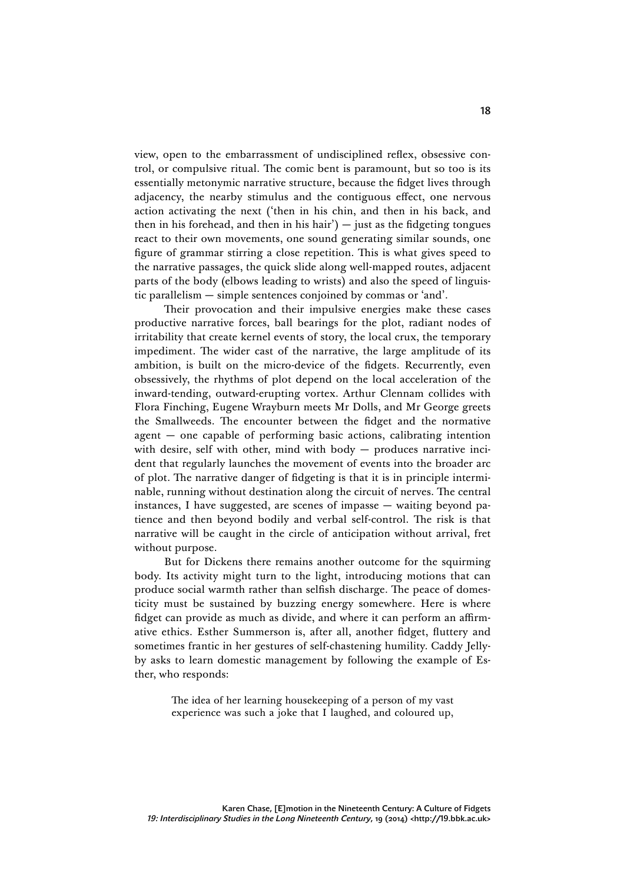view, open to the embarrassment of undisciplined reflex, obsessive control, or compulsive ritual. The comic bent is paramount, but so too is its essentially metonymic narrative structure, because the fidget lives through adjacency, the nearby stimulus and the contiguous effect, one nervous action activating the next ('then in his chin, and then in his back, and then in his forehead, and then in his hair') — just as the fidgeting tongues react to their own movements, one sound generating similar sounds, one figure of grammar stirring a close repetition. This is what gives speed to the narrative passages, the quick slide along well-mapped routes, adjacent parts of the body (elbows leading to wrists) and also the speed of linguistic parallelism — simple sentences conjoined by commas or 'and'.

Their provocation and their impulsive energies make these cases productive narrative forces, ball bearings for the plot, radiant nodes of irritability that create kernel events of story, the local crux, the temporary impediment. The wider cast of the narrative, the large amplitude of its ambition, is built on the micro-device of the fidgets. Recurrently, even obsessively, the rhythms of plot depend on the local acceleration of the inward-tending, outward-erupting vortex. Arthur Clennam collides with Flora Finching, Eugene Wrayburn meets Mr Dolls, and Mr George greets the Smallweeds. The encounter between the fidget and the normative agent — one capable of performing basic actions, calibrating intention with desire, self with other, mind with body — produces narrative incident that regularly launches the movement of events into the broader arc of plot. The narrative danger of fidgeting is that it is in principle interminable, running without destination along the circuit of nerves. The central instances, I have suggested, are scenes of impasse — waiting beyond patience and then beyond bodily and verbal self-control. The risk is that narrative will be caught in the circle of anticipation without arrival, fret without purpose.

But for Dickens there remains another outcome for the squirming body. Its activity might turn to the light, introducing motions that can produce social warmth rather than selfish discharge. The peace of domesticity must be sustained by buzzing energy somewhere. Here is where fidget can provide as much as divide, and where it can perform an affirmative ethics. Esther Summerson is, after all, another fidget, fluttery and sometimes frantic in her gestures of self-chastening humility. Caddy Jellyby asks to learn domestic management by following the example of Esther, who responds:

> The idea of her learning housekeeping of a person of my vast experience was such a joke that I laughed, and coloured up,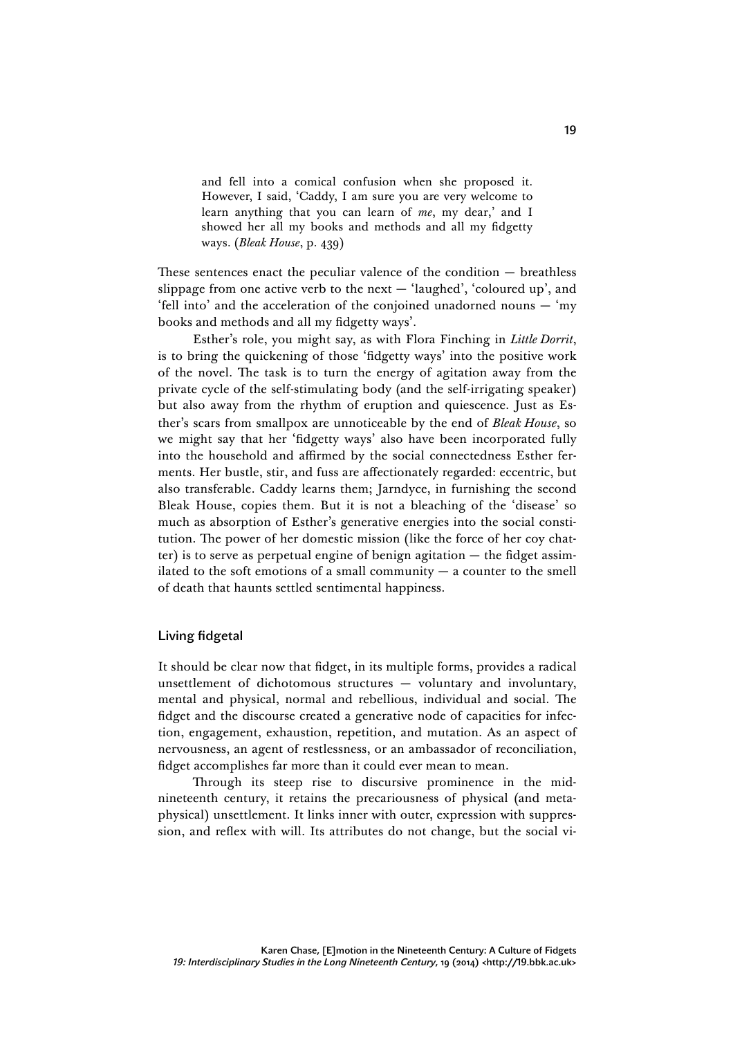> and fell into a comical confusion when she proposed it. However, I said, 'Caddy, I am sure you are very welcome to learn anything that you can learn of *me*, my dear,' and I showed her all my books and methods and all my fidgetty ways. (*Bleak House*, p. 439)

These sentences enact the peculiar valence of the condition — breathless slippage from one active verb to the next — 'laughed', 'coloured up', and 'fell into' and the acceleration of the conjoined unadorned nouns — 'my books and methods and all my fidgetty ways'.

Esther's role, you might say, as with Flora Finching in *Little Dorrit*, is to bring the quickening of those 'fidgetty ways' into the positive work of the novel. The task is to turn the energy of agitation away from the private cycle of the self-stimulating body (and the self-irrigating speaker) but also away from the rhythm of eruption and quiescence. Just as Esther's scars from smallpox are unnoticeable by the end of *Bleak House*, so we might say that her 'fidgetty ways' also have been incorporated fully into the household and affirmed by the social connectedness Esther ferments. Her bustle, stir, and fuss are affectionately regarded: eccentric, but also transferable. Caddy learns them; Jarndyce, in furnishing the second Bleak House, copies them. But it is not a bleaching of the 'disease' so much as absorption of Esther's generative energies into the social constitution. The power of her domestic mission (like the force of her coy chatter) is to serve as perpetual engine of benign agitation — the fidget assimilated to the soft emotions of a small community — a counter to the smell of death that haunts settled sentimental happiness.

## Living fidgetal

It should be clear now that fidget, in its multiple forms, provides a radical unsettlement of dichotomous structures — voluntary and involuntary, mental and physical, normal and rebellious, individual and social. The fidget and the discourse created a generative node of capacities for infection, engagement, exhaustion, repetition, and mutation. As an aspect of nervousness, an agent of restlessness, or an ambassador of reconciliation, fidget accomplishes far more than it could ever mean to mean.

Through its steep rise to discursive prominence in the mid-nineteenth century, it retains the precariousness of physical (and metaphysical) unsettlement. It links inner with outer, expression with suppression, and reflex with will. Its attributes do not change, but the social vi-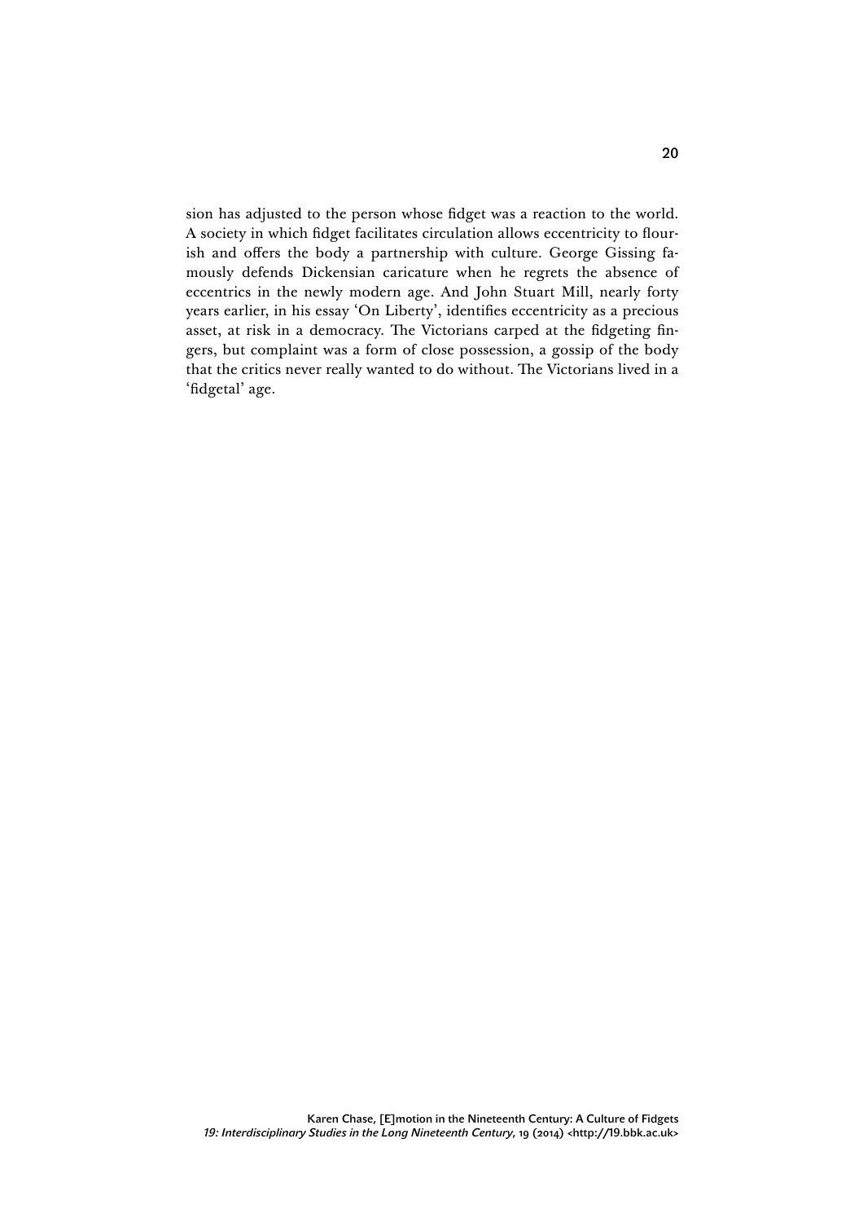sion has adjusted to the person whose fidget was a reaction to the world. A society in which fidget facilitates circulation allows eccentricity to flourish and offers the body a partnership with culture. George Gissing famously defends Dickensian caricature when he regrets the absence of eccentrics in the newly modern age. And John Stuart Mill, nearly forty years earlier, in his essay 'On Liberty', identifies eccentricity as a precious asset, at risk in a democracy. The Victorians carped at the fidgeting fingers, but complaint was a form of close possession, a gossip of the body that the critics never really wanted to do without. The Victorians lived in a 'fidgetal' age.